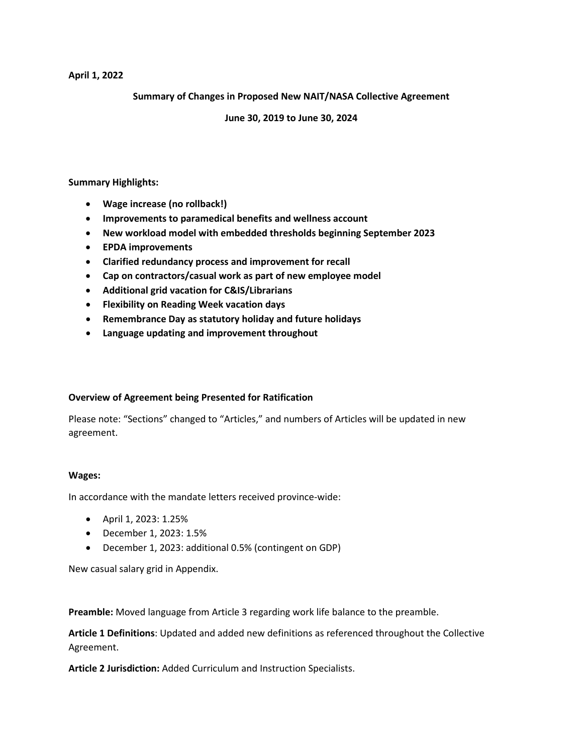**April 1, 2022**

# Summary of Changes in Proposed New NAIT/NASA Collective Agreement

## June 30, 2019 to June 30, 2024

**Summary Highlights:**

- **Wage increase (no rollback!)**
- **Improvements to paramedical benefits and wellness account**
- **New workload model with embedded thresholds beginning September 2023**
- **EPDA improvements**
- **Clarified redundancy process and improvement for recall**
- **Cap on contractors/casual work as part of new employee model**
- **Additional grid vacation for C&IS/Librarians**
- **Flexibility on Reading Week vacation days**
- **Remembrance Day as statutory holiday and future holidays**
- **Language updating and improvement throughout**

**Overview of Agreement being Presented for Ratification**

Please note: "Sections" changed to "Articles," and numbers of Articles will be updated in new agreement.

**Wages:**

In accordance with the mandate letters received province-wide:

- April 1, 2023: 1.25%
- December 1, 2023: 1.5%
- December 1, 2023: additional 0.5% (contingent on GDP)

New casual salary grid in Appendix.

**Preamble:** Moved language from Article 3 regarding work life balance to the preamble.

**Article 1 Definitions**: Updated and added new definitions as referenced throughout the Collective Agreement.

**Article 2 Jurisdiction:** Added Curriculum and Instruction Specialists.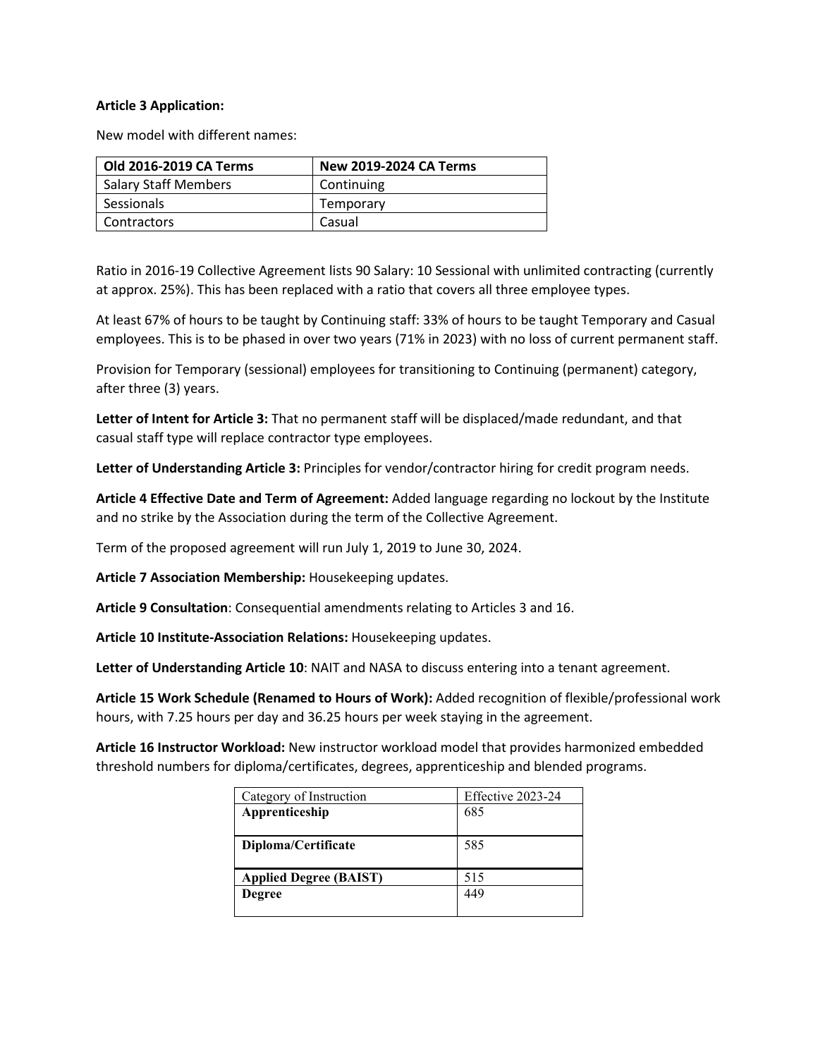**Article 3 Application:**

New model with different names:

| Old 2016-2019 CA Terms | New 2019-2024 CA Terms |
|---|---|
| Salary Staff Members | Continuing |
| Sessionals | Temporary |
| Contractors | Casual |

Ratio in 2016-19 Collective Agreement lists 90 Salary: 10 Sessional with unlimited contracting (currently at approx. 25%). This has been replaced with a ratio that covers all three employee types.

At least 67% of hours to be taught by Continuing staff: 33% of hours to be taught Temporary and Casual employees. This is to be phased in over two years (71% in 2023) with no loss of current permanent staff.

Provision for Temporary (sessional) employees for transitioning to Continuing (permanent) category, after three (3) years.

**Letter of Intent for Article 3:** That no permanent staff will be displaced/made redundant, and that casual staff type will replace contractor type employees.

**Letter of Understanding Article 3:** Principles for vendor/contractor hiring for credit program needs.

**Article 4 Effective Date and Term of Agreement:** Added language regarding no lockout by the Institute and no strike by the Association during the term of the Collective Agreement.

Term of the proposed agreement will run July 1, 2019 to June 30, 2024.

**Article 7 Association Membership:** Housekeeping updates.

**Article 9 Consultation**: Consequential amendments relating to Articles 3 and 16.

**Article 10 Institute-Association Relations:** Housekeeping updates.

**Letter of Understanding Article 10**: NAIT and NASA to discuss entering into a tenant agreement.

**Article 15 Work Schedule (Renamed to Hours of Work):** Added recognition of flexible/professional work hours, with 7.25 hours per day and 36.25 hours per week staying in the agreement.

**Article 16 Instructor Workload:** New instructor workload model that provides harmonized embedded threshold numbers for diploma/certificates, degrees, apprenticeship and blended programs.

| Category of Instruction | Effective 2023-24 |
|---|---|
| **Apprenticeship** | 685 |
| **Diploma/Certificate** | 585 |
| **Applied Degree (BAIST)** | 515 |
| **Degree** | 449 |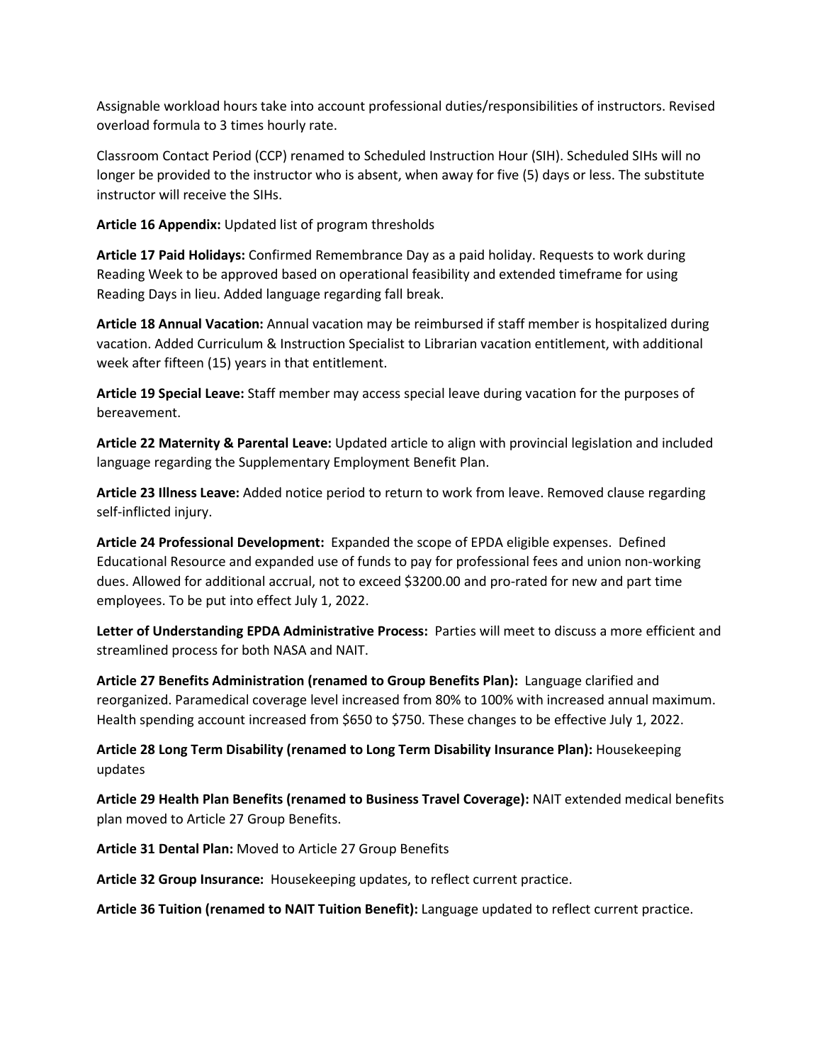Assignable workload hours take into account professional duties/responsibilities of instructors. Revised overload formula to 3 times hourly rate.

Classroom Contact Period (CCP) renamed to Scheduled Instruction Hour (SIH). Scheduled SIHs will no longer be provided to the instructor who is absent, when away for five (5) days or less. The substitute instructor will receive the SIHs.

**Article 16 Appendix:** Updated list of program thresholds

**Article 17 Paid Holidays:** Confirmed Remembrance Day as a paid holiday. Requests to work during Reading Week to be approved based on operational feasibility and extended timeframe for using Reading Days in lieu. Added language regarding fall break.

**Article 18 Annual Vacation:** Annual vacation may be reimbursed if staff member is hospitalized during vacation. Added Curriculum & Instruction Specialist to Librarian vacation entitlement, with additional week after fifteen (15) years in that entitlement.

**Article 19 Special Leave:** Staff member may access special leave during vacation for the purposes of bereavement.

**Article 22 Maternity & Parental Leave:** Updated article to align with provincial legislation and included language regarding the Supplementary Employment Benefit Plan.

**Article 23 Illness Leave:** Added notice period to return to work from leave. Removed clause regarding self-inflicted injury.

**Article 24 Professional Development:** Expanded the scope of EPDA eligible expenses. Defined Educational Resource and expanded use of funds to pay for professional fees and union non-working dues. Allowed for additional accrual, not to exceed $3200.00 and pro-rated for new and part time employees. To be put into effect July 1, 2022.

**Letter of Understanding EPDA Administrative Process:** Parties will meet to discuss a more efficient and streamlined process for both NASA and NAIT.

**Article 27 Benefits Administration (renamed to Group Benefits Plan):** Language clarified and reorganized. Paramedical coverage level increased from 80% to 100% with increased annual maximum. Health spending account increased from $650 to $750. These changes to be effective July 1, 2022.

**Article 28 Long Term Disability (renamed to Long Term Disability Insurance Plan):** Housekeeping updates

**Article 29 Health Plan Benefits (renamed to Business Travel Coverage):** NAIT extended medical benefits plan moved to Article 27 Group Benefits.

**Article 31 Dental Plan:** Moved to Article 27 Group Benefits

**Article 32 Group Insurance:** Housekeeping updates, to reflect current practice.

**Article 36 Tuition (renamed to NAIT Tuition Benefit):** Language updated to reflect current practice.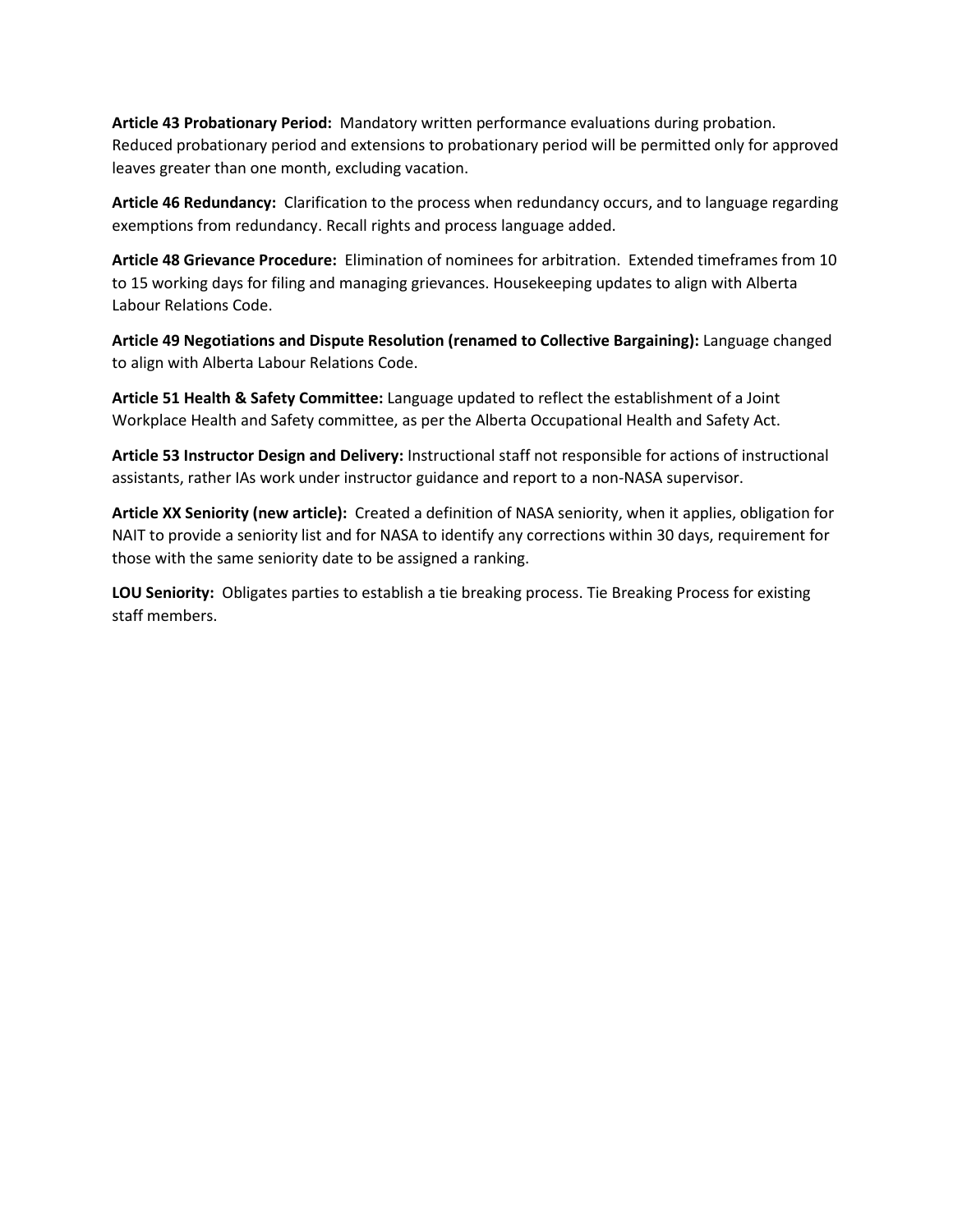**Article 43 Probationary Period:** Mandatory written performance evaluations during probation. Reduced probationary period and extensions to probationary period will be permitted only for approved leaves greater than one month, excluding vacation.

**Article 46 Redundancy:** Clarification to the process when redundancy occurs, and to language regarding exemptions from redundancy. Recall rights and process language added.

**Article 48 Grievance Procedure:** Elimination of nominees for arbitration. Extended timeframes from 10 to 15 working days for filing and managing grievances. Housekeeping updates to align with Alberta Labour Relations Code.

**Article 49 Negotiations and Dispute Resolution (renamed to Collective Bargaining):** Language changed to align with Alberta Labour Relations Code.

**Article 51 Health & Safety Committee:** Language updated to reflect the establishment of a Joint Workplace Health and Safety committee, as per the Alberta Occupational Health and Safety Act.

**Article 53 Instructor Design and Delivery:** Instructional staff not responsible for actions of instructional assistants, rather IAs work under instructor guidance and report to a non-NASA supervisor.

**Article XX Seniority (new article):** Created a definition of NASA seniority, when it applies, obligation for NAIT to provide a seniority list and for NASA to identify any corrections within 30 days, requirement for those with the same seniority date to be assigned a ranking.

**LOU Seniority:** Obligates parties to establish a tie breaking process. Tie Breaking Process for existing staff members.